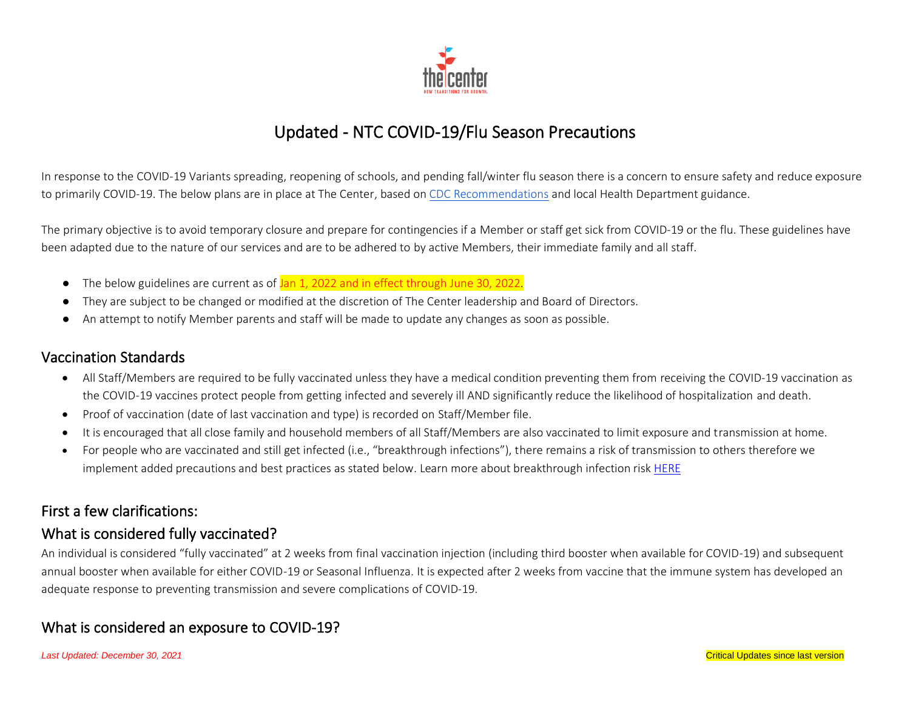# Updated - NTC COVID-19/Flu Season Precautions

In response to the COVID-19 Variants spreading, reopening of schools, and pending fall/winter flu season there is a concern to ensure safety and reduce exposure to primarily COVID-19. The below plans are in place at The Center, based on CDC Recommendations and local Health Department guidance.

The primary objective is to avoid temporary closure and prepare for contingencies if a Member or staff get sick from COVID-19 or the flu. These guidelines have been adapted due to the nature of our services and are to be adhered to by active Members, their immediate family and all staff.

- The below guidelines are current as of Jan 1, 2022 and in effect through June 30, 2022.
- They are subject to be changed or modified at the discretion of The Center leadership and Board of Directors.
- An attempt to notify Member parents and staff will be made to update any changes as soon as possible.

## Vaccination Standards

- All Staff/Members are required to be fully vaccinated unless they have a medical condition preventing them from receiving the COVID-19 vaccination as the COVID-19 vaccines protect people from getting infected and severely ill AND significantly reduce the likelihood of hospitalization and death.
- Proof of vaccination (date of last vaccination and type) is recorded on Staff/Member file.
- It is encouraged that all close family and household members of all Staff/Members are also vaccinated to limit exposure and transmission at home.
- For people who are vaccinated and still get infected (i.e., "breakthrough infections"), there remains a risk of transmission to others therefore we implement added precautions and best practices as stated below. Learn more about breakthrough infection risk HERE

## First a few clarifications:

## What is considered fully vaccinated?

An individual is considered "fully vaccinated" at 2 weeks from final vaccination injection (including third booster when available for COVID-19) and subsequent annual booster when available for either COVID-19 or Seasonal Influenza. It is expected after 2 weeks from vaccine that the immune system has developed an adequate response to preventing transmission and severe complications of COVID-19.

## What is considered an exposure to COVID-19?

*Last Updated: December 30, 2021*

Critical Updates since last version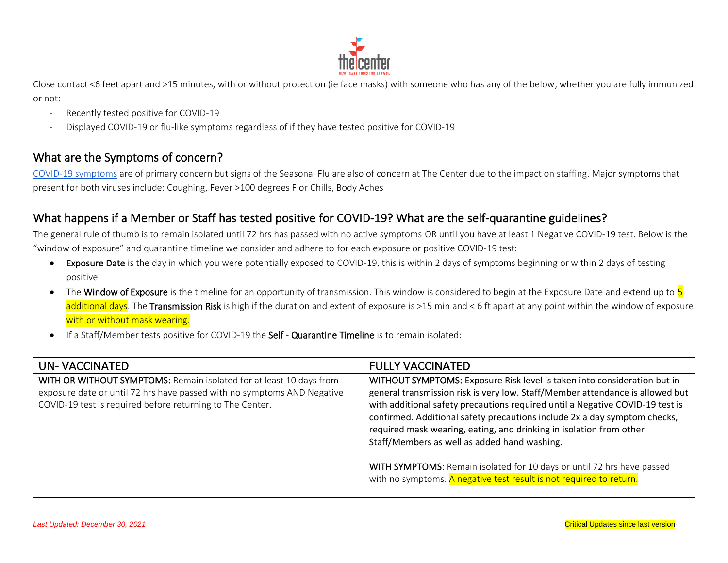Close contact <6 feet apart and >15 minutes, with or without protection (ie face masks) with someone who has any of the below, whether you are fully immunized or not:

- Recently tested positive for COVID-19
- Displayed COVID-19 or flu-like symptoms regardless of if they have tested positive for COVID-19

## What are the Symptoms of concern?

COVID-19 symptoms are of primary concern but signs of the Seasonal Flu are also of concern at The Center due to the impact on staffing. Major symptoms that present for both viruses include: Coughing, Fever >100 degrees F or Chills, Body Aches

## What happens if a Member or Staff has tested positive for COVID-19? What are the self-quarantine guidelines?

The general rule of thumb is to remain isolated until 72 hrs has passed with no active symptoms OR until you have at least 1 Negative COVID-19 test. Below is the "window of exposure" and quarantine timeline we consider and adhere to for each exposure or positive COVID-19 test:

- **Exposure Date** is the day in which you were potentially exposed to COVID-19, this is within 2 days of symptoms beginning or within 2 days of testing positive.
- The **Window of Exposure** is the timeline for an opportunity of transmission. This window is considered to begin at the Exposure Date and extend up to 5 additional days. The **Transmission Risk** is high if the duration and extent of exposure is >15 min and < 6 ft apart at any point within the window of exposure with or without mask wearing.
- If a Staff/Member tests positive for COVID-19 the **Self - Quarantine Timeline** is to remain isolated:

| UN- VACCINATED | FULLY VACCINATED |
|---|---|
| **WITH OR WITHOUT SYMPTOMS:** Remain isolated for at least 10 days from exposure date or until 72 hrs have passed with no symptoms AND Negative COVID-19 test is required before returning to The Center. | **WITHOUT SYMPTOMS:** Exposure Risk level is taken into consideration but in general transmission risk is very low. Staff/Member attendance is allowed but with additional safety precautions required until a Negative COVID-19 test is confirmed. Additional safety precautions include 2x a day symptom checks, required mask wearing, eating, and drinking in isolation from other Staff/Members as well as added hand washing.<br><br>**WITH SYMPTOMS**: Remain isolated for 10 days or until 72 hrs have passed with no symptoms. A negative test result is not required to return. |

*Last Updated: December 30, 2021*

Critical Updates since last version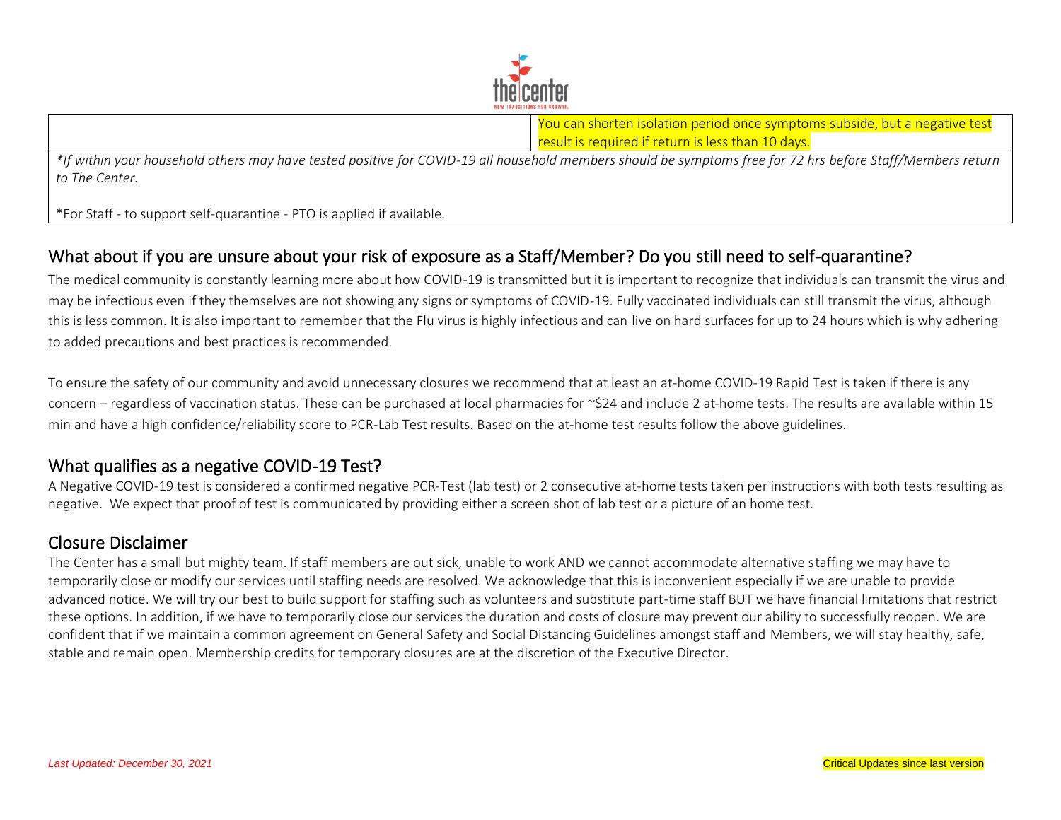| | |
|---|---|
| | You can shorten isolation period once symptoms subside, but a negative test result is required if return is less than 10 days. |

*\*If within your household others may have tested positive for COVID-19 all household members should be symptoms free for 72 hrs before Staff/Members return to The Center.*

*For Staff - to support self-quarantine - PTO is applied if available.

## What about if you are unsure about your risk of exposure as a Staff/Member? Do you still need to self-quarantine?

The medical community is constantly learning more about how COVID-19 is transmitted but it is important to recognize that individuals can transmit the virus and may be infectious even if they themselves are not showing any signs or symptoms of COVID-19. Fully vaccinated individuals can still transmit the virus, although this is less common. It is also important to remember that the Flu virus is highly infectious and can live on hard surfaces for up to 24 hours which is why adhering to added precautions and best practices is recommended.

To ensure the safety of our community and avoid unnecessary closures we recommend that at least an at-home COVID-19 Rapid Test is taken if there is any concern – regardless of vaccination status. These can be purchased at local pharmacies for ~$24 and include 2 at-home tests. The results are available within 15 min and have a high confidence/reliability score to PCR-Lab Test results. Based on the at-home test results follow the above guidelines.

## What qualifies as a negative COVID-19 Test?

A Negative COVID-19 test is considered a confirmed negative PCR-Test (lab test) or 2 consecutive at-home tests taken per instructions with both tests resulting as negative. We expect that proof of test is communicated by providing either a screen shot of lab test or a picture of an home test.

## Closure Disclaimer

The Center has a small but mighty team. If staff members are out sick, unable to work AND we cannot accommodate alternative staffing we may have to temporarily close or modify our services until staffing needs are resolved. We acknowledge that this is inconvenient especially if we are unable to provide advanced notice. We will try our best to build support for staffing such as volunteers and substitute part-time staff BUT we have financial limitations that restrict these options. In addition, if we have to temporarily close our services the duration and costs of closure may prevent our ability to successfully reopen. We are confident that if we maintain a common agreement on General Safety and Social Distancing Guidelines amongst staff and Members, we will stay healthy, safe, stable and remain open. Membership credits for temporary closures are at the discretion of the Executive Director.

*Last Updated: December 30, 2021*

Critical Updates since last version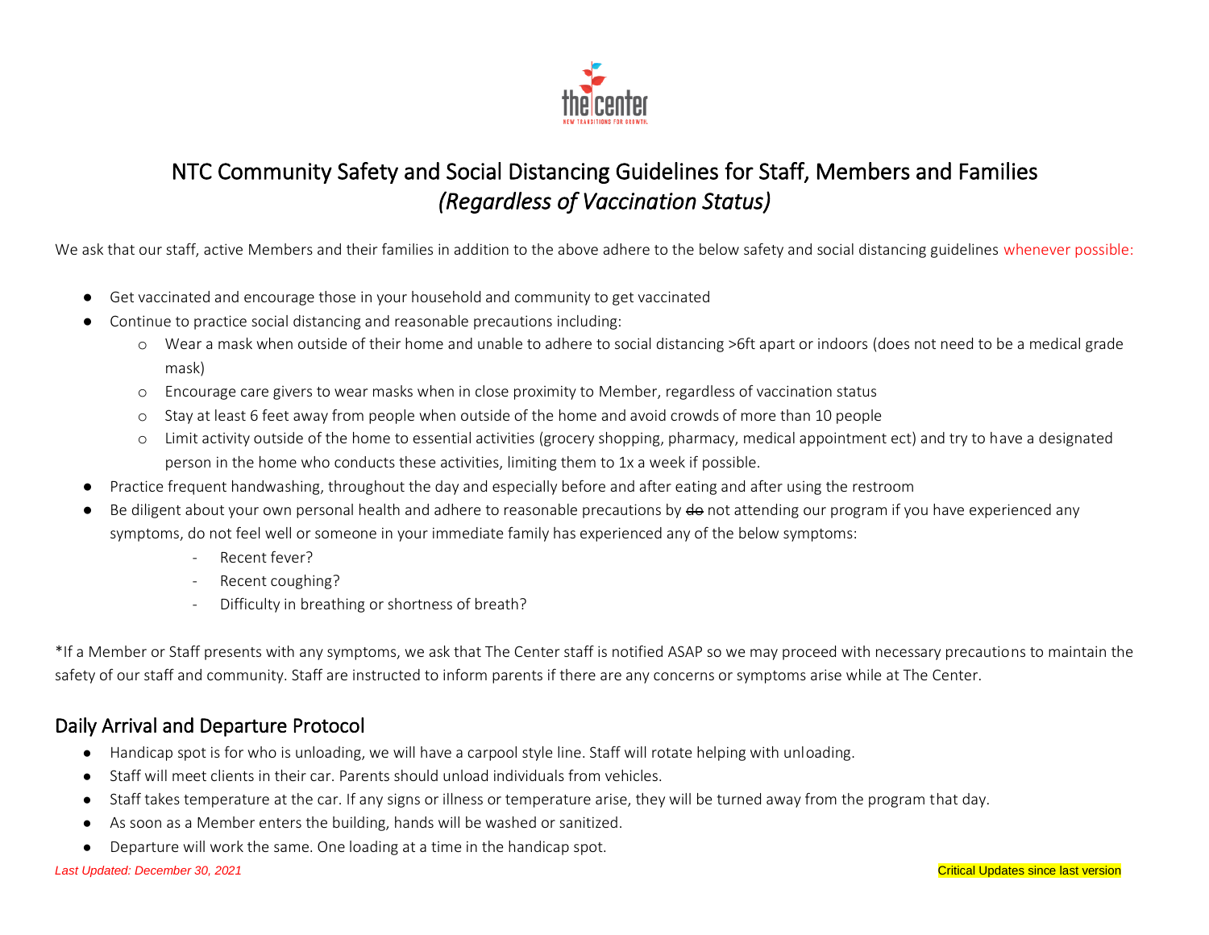# NTC Community Safety and Social Distancing Guidelines for Staff, Members and Families
## *(Regardless of Vaccination Status)*

We ask that our staff, active Members and their families in addition to the above adhere to the below safety and social distancing guidelines whenever possible:

- Get vaccinated and encourage those in your household and community to get vaccinated
- Continue to practice social distancing and reasonable precautions including:
  - Wear a mask when outside of their home and unable to adhere to social distancing >6ft apart or indoors (does not need to be a medical grade mask)
  - Encourage care givers to wear masks when in close proximity to Member, regardless of vaccination status
  - Stay at least 6 feet away from people when outside of the home and avoid crowds of more than 10 people
  - Limit activity outside of the home to essential activities (grocery shopping, pharmacy, medical appointment ect) and try to have a designated person in the home who conducts these activities, limiting them to 1x a week if possible.
- Practice frequent handwashing, throughout the day and especially before and after eating and after using the restroom
- Be diligent about your own personal health and adhere to reasonable precautions by ~~do~~ not attending our program if you have experienced any symptoms, do not feel well or someone in your immediate family has experienced any of the below symptoms:
  - Recent fever?
  - Recent coughing?
  - Difficulty in breathing or shortness of breath?

*If a Member or Staff presents with any symptoms, we ask that The Center staff is notified ASAP so we may proceed with necessary precautions to maintain the safety of our staff and community. Staff are instructed to inform parents if there are any concerns or symptoms arise while at The Center.

## Daily Arrival and Departure Protocol

- Handicap spot is for who is unloading, we will have a carpool style line. Staff will rotate helping with unloading.
- Staff will meet clients in their car. Parents should unload individuals from vehicles.
- Staff takes temperature at the car. If any signs or illness or temperature arise, they will be turned away from the program that day.
- As soon as a Member enters the building, hands will be washed or sanitized.
- Departure will work the same. One loading at a time in the handicap spot.

*Last Updated: December 30, 2021*

Critical Updates since last version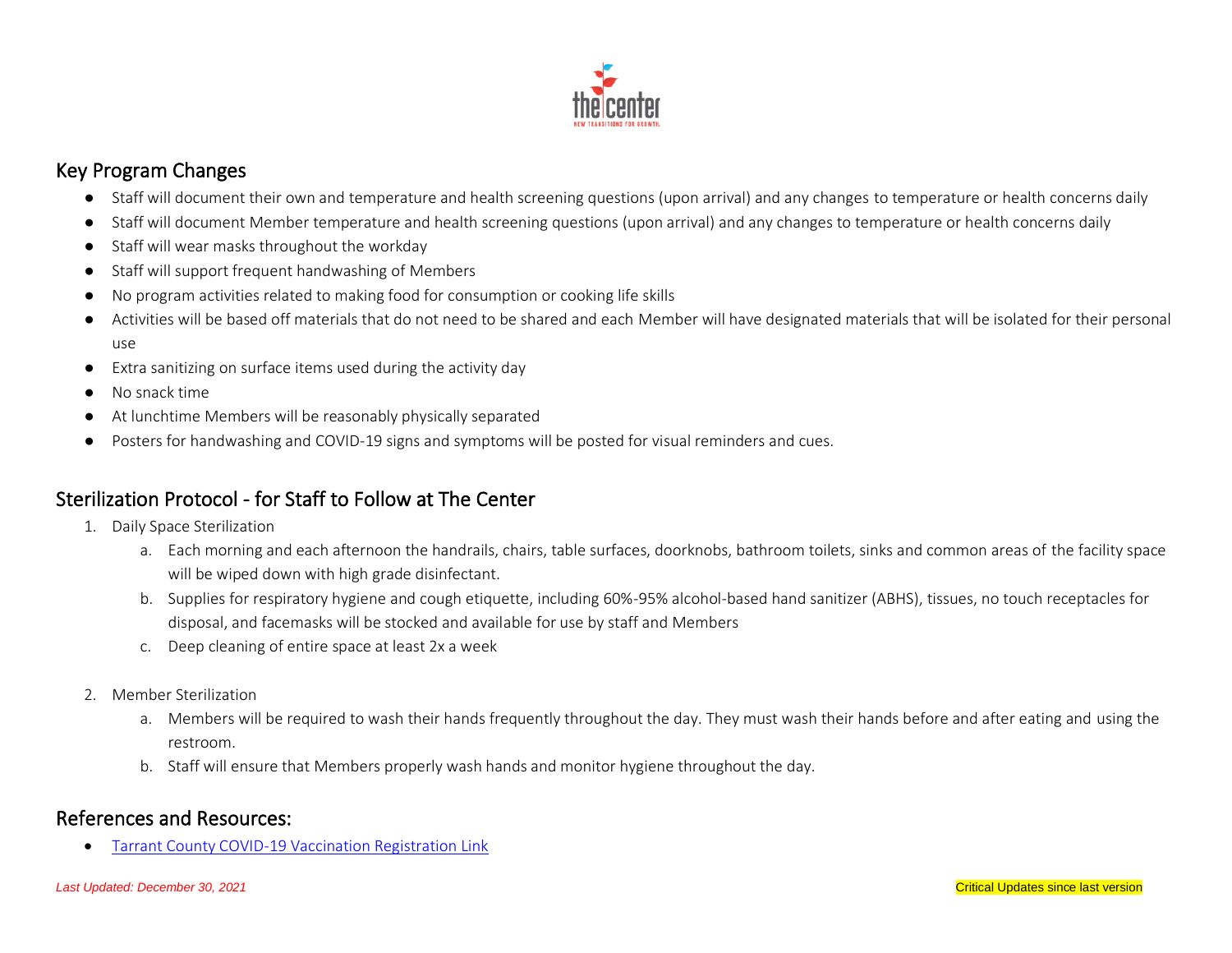## Key Program Changes

- Staff will document their own and temperature and health screening questions (upon arrival) and any changes to temperature or health concerns daily
- Staff will document Member temperature and health screening questions (upon arrival) and any changes to temperature or health concerns daily
- Staff will wear masks throughout the workday
- Staff will support frequent handwashing of Members
- No program activities related to making food for consumption or cooking life skills
- Activities will be based off materials that do not need to be shared and each Member will have designated materials that will be isolated for their personal use
- Extra sanitizing on surface items used during the activity day
- No snack time
- At lunchtime Members will be reasonably physically separated
- Posters for handwashing and COVID-19 signs and symptoms will be posted for visual reminders and cues.

## Sterilization Protocol - for Staff to Follow at The Center

1. Daily Space Sterilization
   a. Each morning and each afternoon the handrails, chairs, table surfaces, doorknobs, bathroom toilets, sinks and common areas of the facility space will be wiped down with high grade disinfectant.
   b. Supplies for respiratory hygiene and cough etiquette, including 60%-95% alcohol-based hand sanitizer (ABHS), tissues, no touch receptacles for disposal, and facemasks will be stocked and available for use by staff and Members
   c. Deep cleaning of entire space at least 2x a week

2. Member Sterilization
   a. Members will be required to wash their hands frequently throughout the day. They must wash their hands before and after eating and using the restroom.
   b. Staff will ensure that Members properly wash hands and monitor hygiene throughout the day.

## References and Resources:

- Tarrant County COVID-19 Vaccination Registration Link

*Last Updated: December 30, 2021*

Critical Updates since last version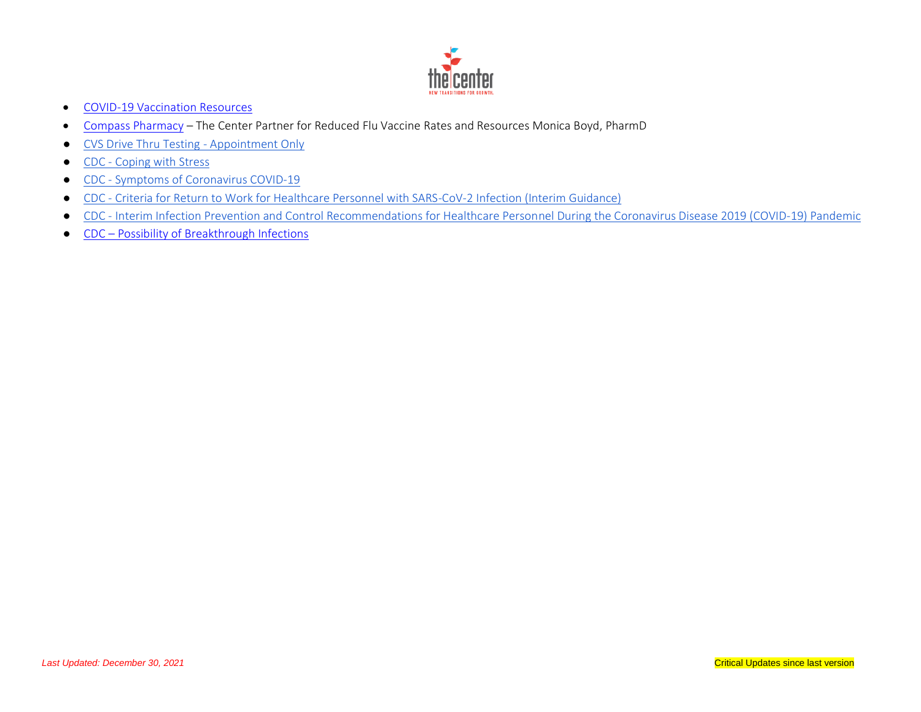- COVID-19 Vaccination Resources
- Compass Pharmacy – The Center Partner for Reduced Flu Vaccine Rates and Resources Monica Boyd, PharmD
- CVS Drive Thru Testing - Appointment Only
- CDC - Coping with Stress
- CDC - Symptoms of Coronavirus COVID-19
- CDC - Criteria for Return to Work for Healthcare Personnel with SARS-CoV-2 Infection (Interim Guidance)
- CDC - Interim Infection Prevention and Control Recommendations for Healthcare Personnel During the Coronavirus Disease 2019 (COVID-19) Pandemic
- CDC – Possibility of Breakthrough Infections

*Last Updated: December 30, 2021*

Critical Updates since last version